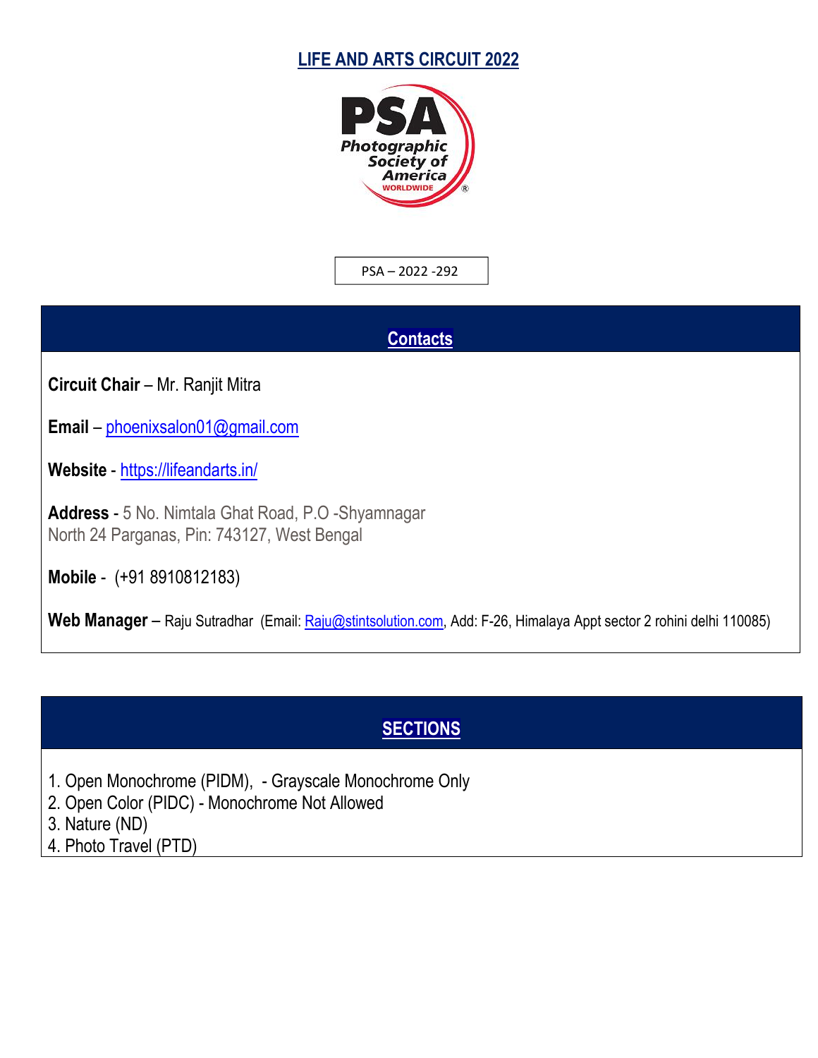# LIFE AND ARTS CIRCUIT 2022

PSA – 2022 -292

## Contacts

**Circuit Chair** – Mr. Ranjit Mitra

**Email** – phoenixsalon01@gmail.com

**Website** - https://lifeandarts.in/

**Address** - 5 No. Nimtala Ghat Road, P.O -Shyamnagar
North 24 Parganas, Pin: 743127, West Bengal

**Mobile** - (+91 8910812183)

**Web Manager** – Raju Sutradhar (Email: Raju@stintsolution.com, Add: F-26, Himalaya Appt sector 2 rohini delhi 110085)

## SECTIONS

1. Open Monochrome (PIDM), - Grayscale Monochrome Only
2. Open Color (PIDC) - Monochrome Not Allowed
3. Nature (ND)
4. Photo Travel (PTD)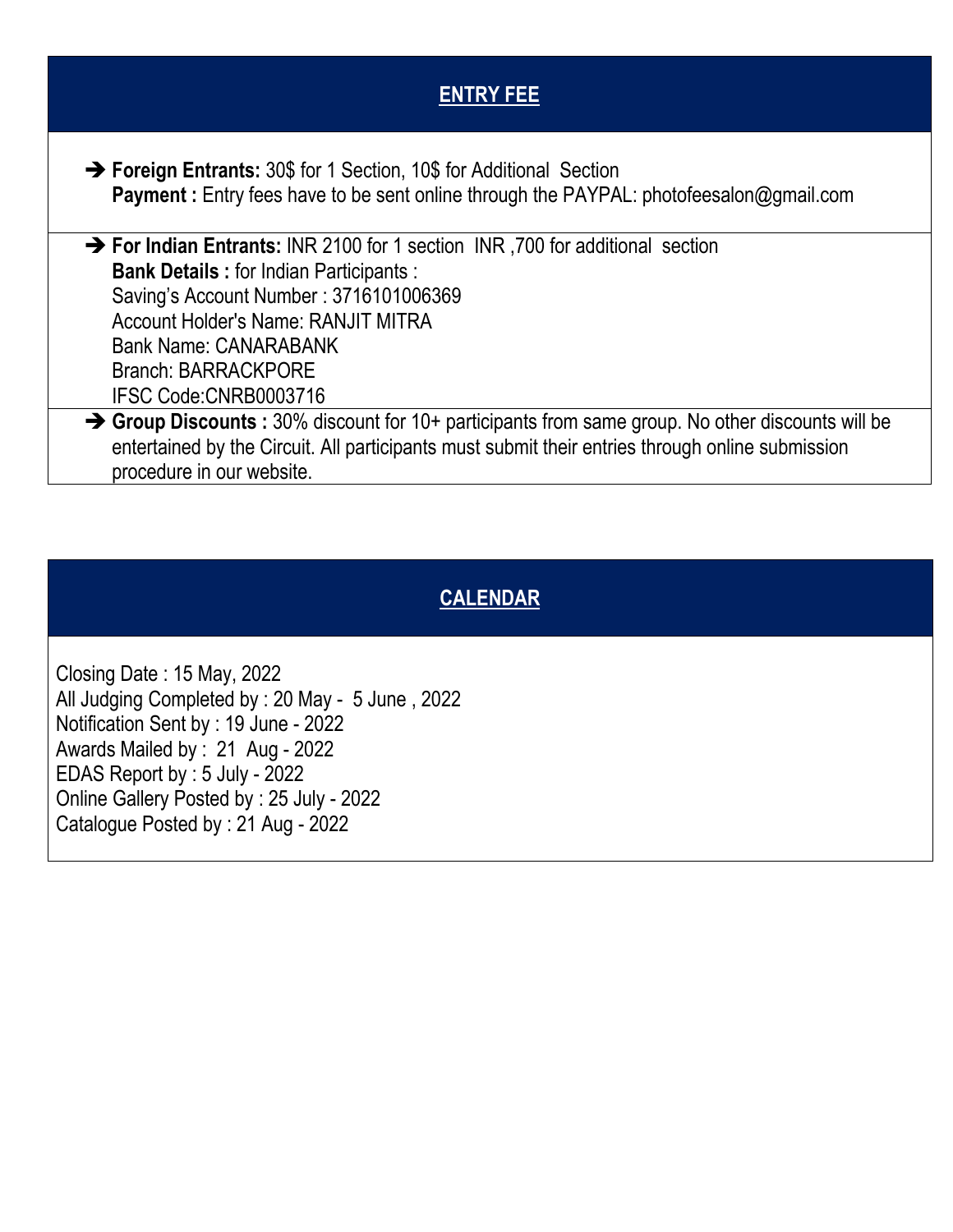## ENTRY FEE

➔ **Foreign Entrants:** 30$ for 1 Section, 10$ for Additional Section
**Payment :** Entry fees have to be sent online through the PAYPAL: photofeesalon@gmail.com

➔ **For Indian Entrants:** INR 2100 for 1 section INR ,700 for additional section
**Bank Details :** for Indian Participants :
Saving's Account Number : 3716101006369
Account Holder's Name: RANJIT MITRA
Bank Name: CANARABANK
Branch: BARRACKPORE
IFSC Code:CNRB0003716

➔ **Group Discounts :** 30% discount for 10+ participants from same group. No other discounts will be entertained by the Circuit. All participants must submit their entries through online submission procedure in our website.

## CALENDAR

Closing Date : 15 May, 2022
All Judging Completed by : 20 May - 5 June , 2022
Notification Sent by : 19 June - 2022
Awards Mailed by : 21 Aug - 2022
EDAS Report by : 5 July - 2022
Online Gallery Posted by : 25 July - 2022
Catalogue Posted by : 21 Aug - 2022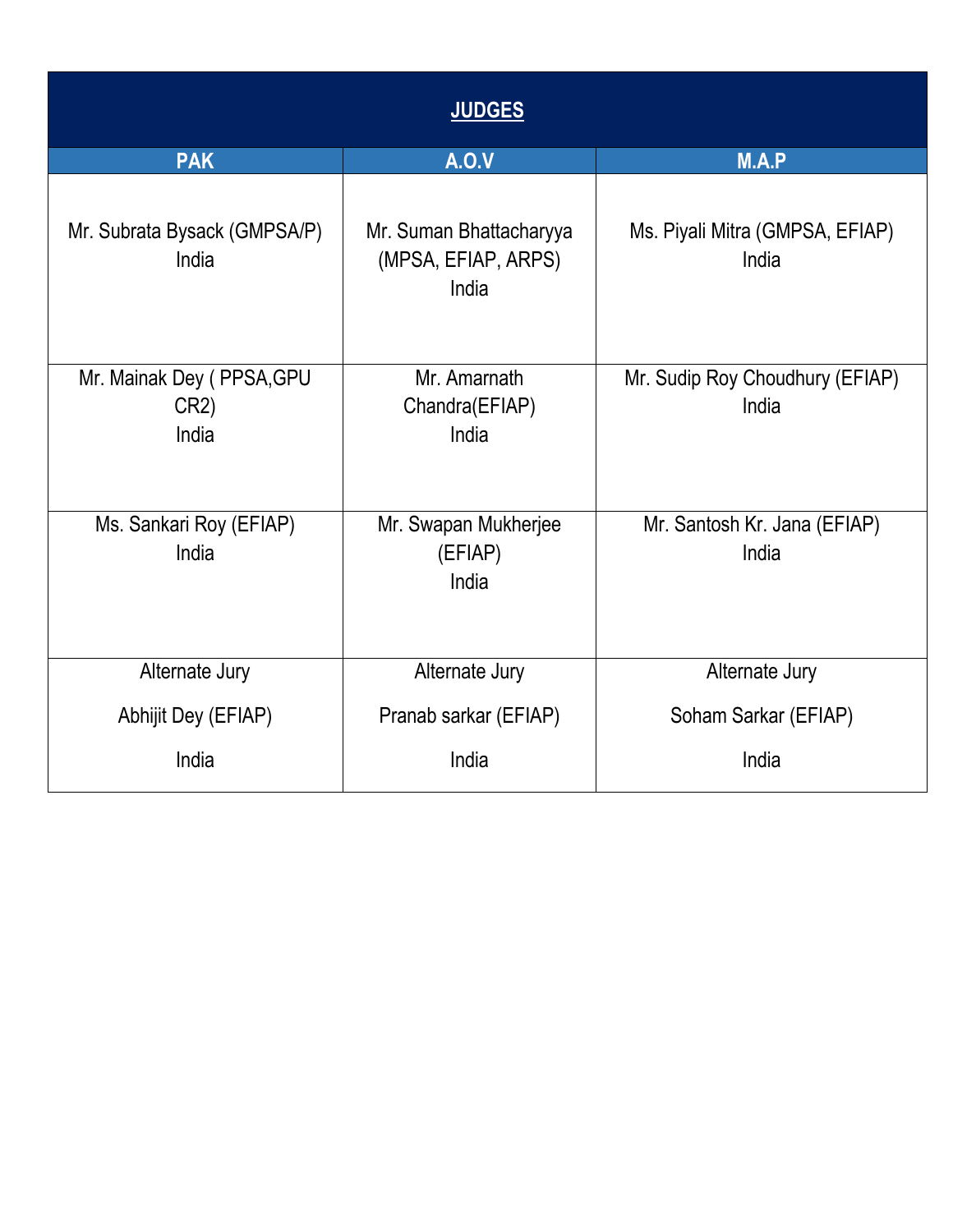| JUDGES | | |
|---|---|---|
| **PAK** | **A.O.V** | **M.A.P** |
| Mr. Subrata Bysack (GMPSA/P) India | Mr. Suman Bhattacharyya (MPSA, EFIAP, ARPS) India | Ms. Piyali Mitra (GMPSA, EFIAP) India |
| Mr. Mainak Dey ( PPSA,GPU CR2) India | Mr. Amarnath Chandra(EFIAP) India | Mr. Sudip Roy Choudhury (EFIAP) India |
| Ms. Sankari Roy (EFIAP) India | Mr. Swapan Mukherjee (EFIAP) India | Mr. Santosh Kr. Jana (EFIAP) India |
| Alternate Jury Abhijit Dey (EFIAP) India | Alternate Jury Pranab sarkar (EFIAP) India | Alternate Jury Soham Sarkar (EFIAP) India |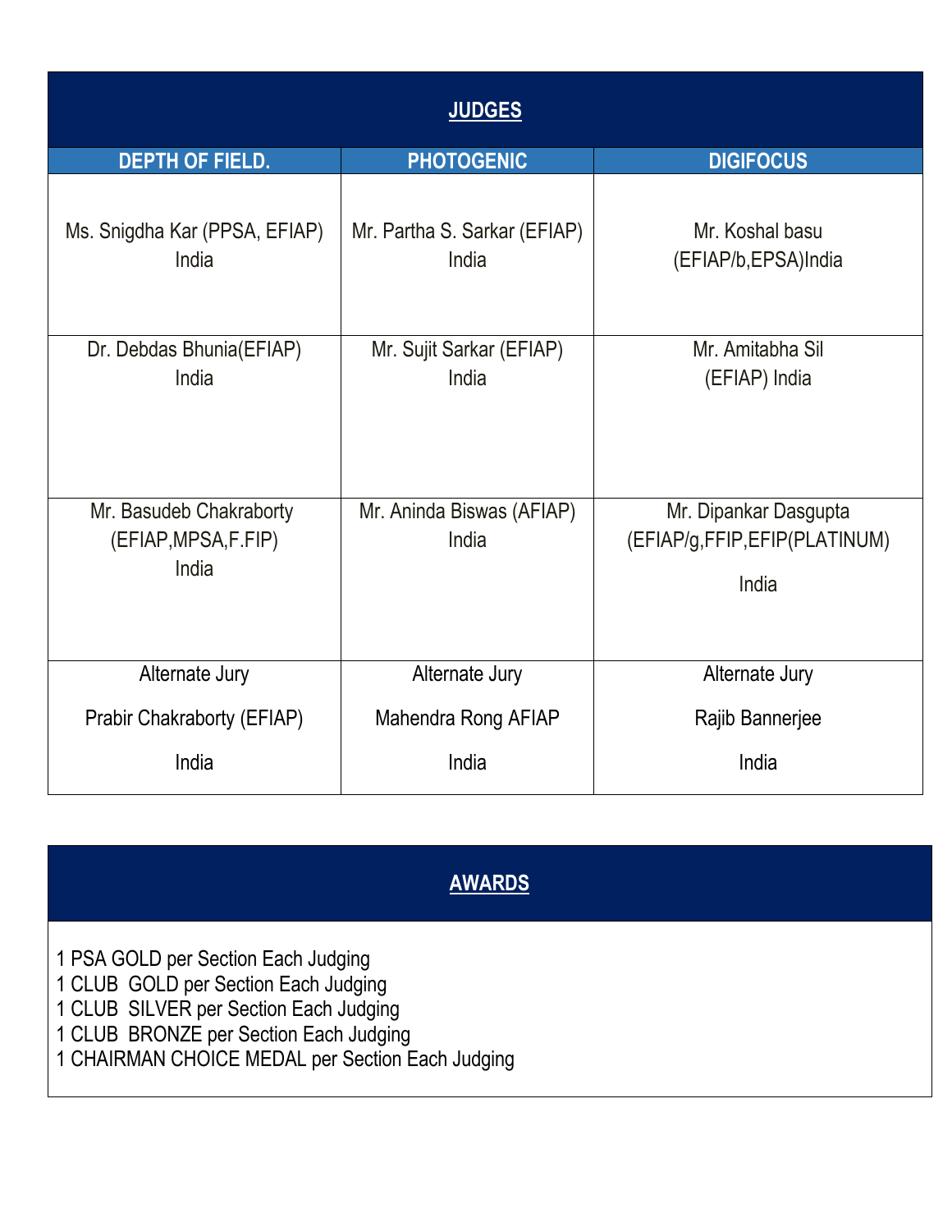## JUDGES

| DEPTH OF FIELD. | PHOTOGENIC | DIGIFOCUS |
|---|---|---|
| Ms. Snigdha Kar (PPSA, EFIAP) India | Mr. Partha S. Sarkar (EFIAP) India | Mr. Koshal basu (EFIAP/b,EPSA)India |
| Dr. Debdas Bhunia(EFIAP) India | Mr. Sujit Sarkar (EFIAP) India | Mr. Amitabha Sil (EFIAP) India |
| Mr. Basudeb Chakraborty (EFIAP,MPSA,F.FIP) India | Mr. Aninda Biswas (AFIAP) India | Mr. Dipankar Dasgupta (EFIAP/g,FFIP,EFIP(PLATINUM) India |
| Alternate Jury<br>Prabir Chakraborty (EFIAP)<br>India | Alternate Jury<br>Mahendra Rong AFIAP<br>India | Alternate Jury<br>Rajib Bannerjee<br>India |

## AWARDS

1 PSA GOLD per Section Each Judging
1 CLUB GOLD per Section Each Judging
1 CLUB SILVER per Section Each Judging
1 CLUB BRONZE per Section Each Judging
1 CHAIRMAN CHOICE MEDAL per Section Each Judging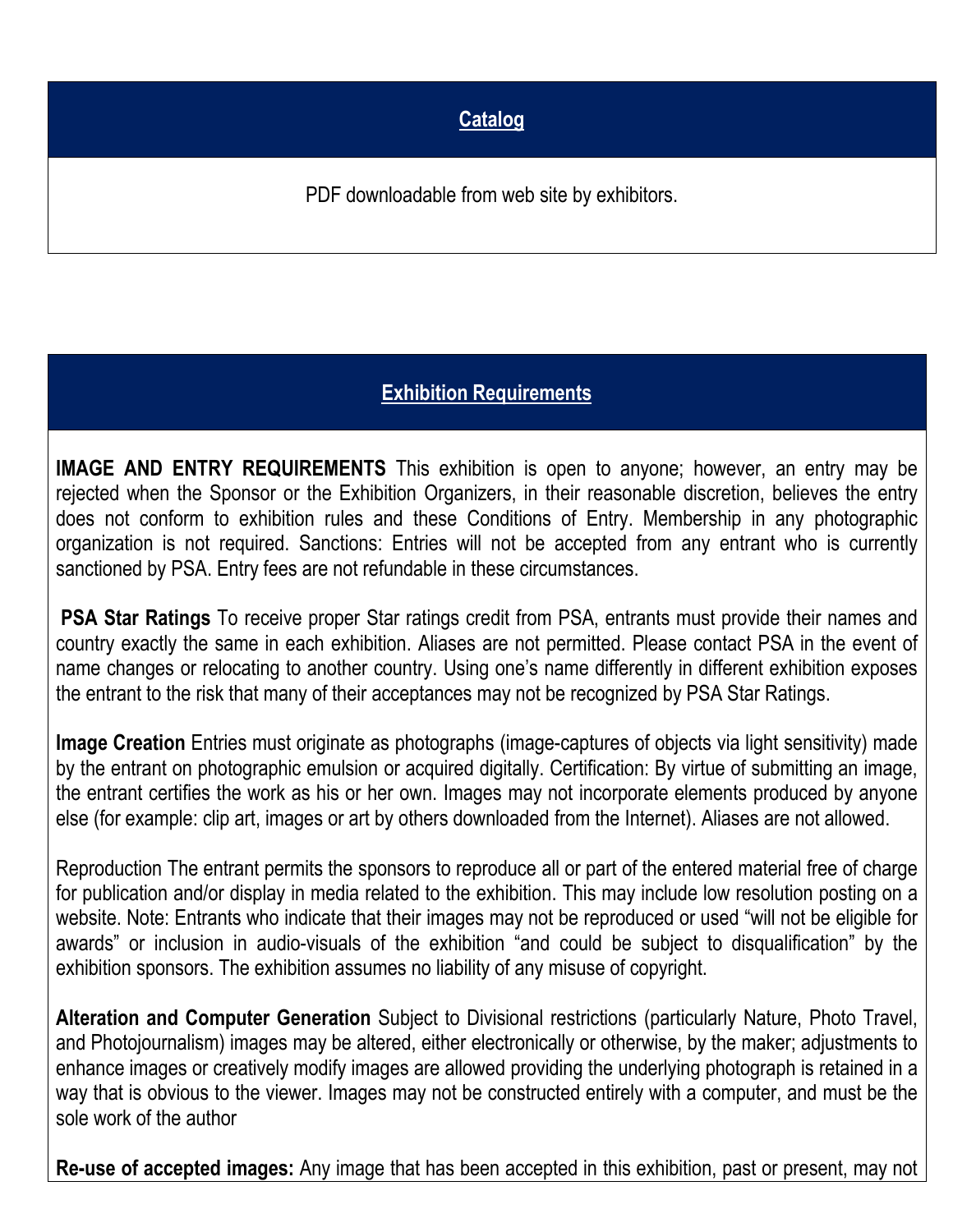## Catalog

PDF downloadable from web site by exhibitors.

## Exhibition Requirements

**IMAGE AND ENTRY REQUIREMENTS** This exhibition is open to anyone; however, an entry may be rejected when the Sponsor or the Exhibition Organizers, in their reasonable discretion, believes the entry does not conform to exhibition rules and these Conditions of Entry. Membership in any photographic organization is not required. Sanctions: Entries will not be accepted from any entrant who is currently sanctioned by PSA. Entry fees are not refundable in these circumstances.

**PSA Star Ratings** To receive proper Star ratings credit from PSA, entrants must provide their names and country exactly the same in each exhibition. Aliases are not permitted. Please contact PSA in the event of name changes or relocating to another country. Using one's name differently in different exhibition exposes the entrant to the risk that many of their acceptances may not be recognized by PSA Star Ratings.

**Image Creation** Entries must originate as photographs (image-captures of objects via light sensitivity) made by the entrant on photographic emulsion or acquired digitally. Certification: By virtue of submitting an image, the entrant certifies the work as his or her own. Images may not incorporate elements produced by anyone else (for example: clip art, images or art by others downloaded from the Internet). Aliases are not allowed.

Reproduction The entrant permits the sponsors to reproduce all or part of the entered material free of charge for publication and/or display in media related to the exhibition. This may include low resolution posting on a website. Note: Entrants who indicate that their images may not be reproduced or used "will not be eligible for awards" or inclusion in audio-visuals of the exhibition "and could be subject to disqualification" by the exhibition sponsors. The exhibition assumes no liability of any misuse of copyright.

**Alteration and Computer Generation** Subject to Divisional restrictions (particularly Nature, Photo Travel, and Photojournalism) images may be altered, either electronically or otherwise, by the maker; adjustments to enhance images or creatively modify images are allowed providing the underlying photograph is retained in a way that is obvious to the viewer. Images may not be constructed entirely with a computer, and must be the sole work of the author

**Re-use of accepted images:** Any image that has been accepted in this exhibition, past or present, may not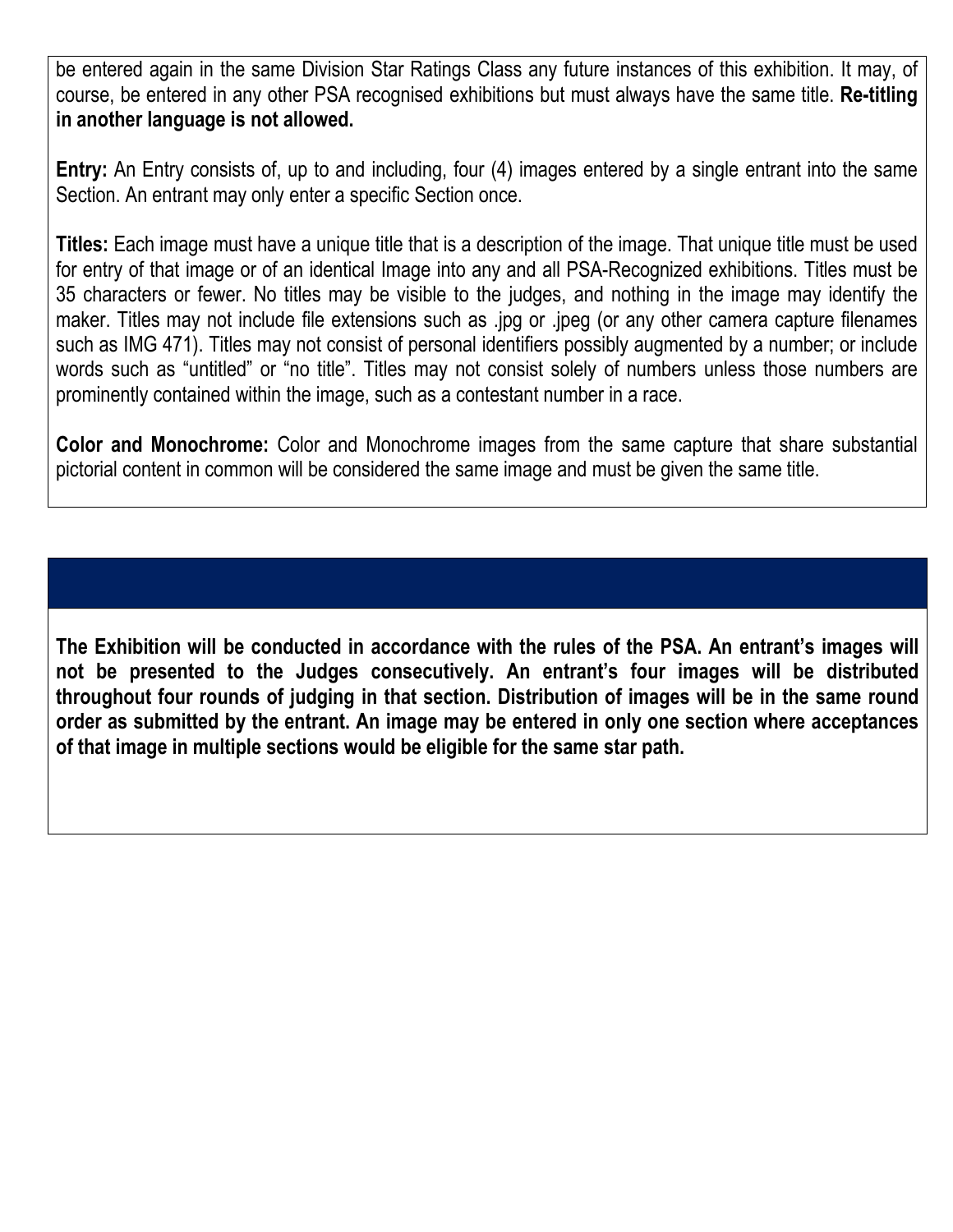be entered again in the same Division Star Ratings Class any future instances of this exhibition. It may, of course, be entered in any other PSA recognised exhibitions but must always have the same title. **Re-titling in another language is not allowed.**

**Entry:** An Entry consists of, up to and including, four (4) images entered by a single entrant into the same Section. An entrant may only enter a specific Section once.

**Titles:** Each image must have a unique title that is a description of the image. That unique title must be used for entry of that image or of an identical Image into any and all PSA-Recognized exhibitions. Titles must be 35 characters or fewer. No titles may be visible to the judges, and nothing in the image may identify the maker. Titles may not include file extensions such as .jpg or .jpeg (or any other camera capture filenames such as IMG 471). Titles may not consist of personal identifiers possibly augmented by a number; or include words such as "untitled" or "no title". Titles may not consist solely of numbers unless those numbers are prominently contained within the image, such as a contestant number in a race.

**Color and Monochrome:** Color and Monochrome images from the same capture that share substantial pictorial content in common will be considered the same image and must be given the same title.

**The Exhibition will be conducted in accordance with the rules of the PSA. An entrant's images will not be presented to the Judges consecutively. An entrant's four images will be distributed throughout four rounds of judging in that section. Distribution of images will be in the same round order as submitted by the entrant. An image may be entered in only one section where acceptances of that image in multiple sections would be eligible for the same star path.**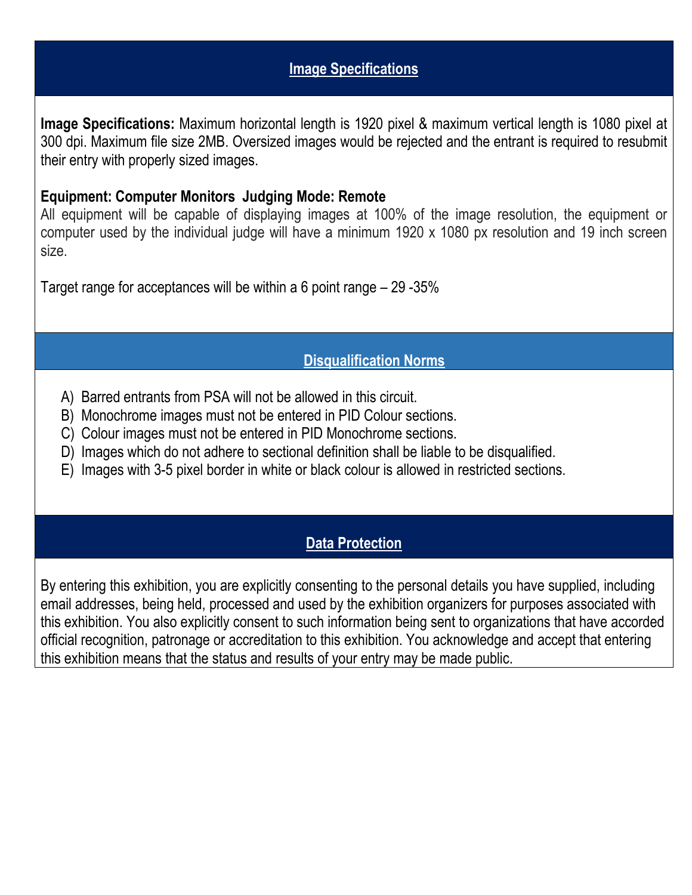## Image Specifications

**Image Specifications:** Maximum horizontal length is 1920 pixel & maximum vertical length is 1080 pixel at 300 dpi. Maximum file size 2MB. Oversized images would be rejected and the entrant is required to resubmit their entry with properly sized images.

**Equipment: Computer Monitors  Judging Mode: Remote**

All equipment will be capable of displaying images at 100% of the image resolution, the equipment or computer used by the individual judge will have a minimum 1920 x 1080 px resolution and 19 inch screen size.

Target range for acceptances will be within a 6 point range – 29 -35%

## Disqualification Norms

A) Barred entrants from PSA will not be allowed in this circuit.
B) Monochrome images must not be entered in PID Colour sections.
C) Colour images must not be entered in PID Monochrome sections.
D) Images which do not adhere to sectional definition shall be liable to be disqualified.
E) Images with 3-5 pixel border in white or black colour is allowed in restricted sections.

## Data Protection

By entering this exhibition, you are explicitly consenting to the personal details you have supplied, including email addresses, being held, processed and used by the exhibition organizers for purposes associated with this exhibition. You also explicitly consent to such information being sent to organizations that have accorded official recognition, patronage or accreditation to this exhibition. You acknowledge and accept that entering this exhibition means that the status and results of your entry may be made public.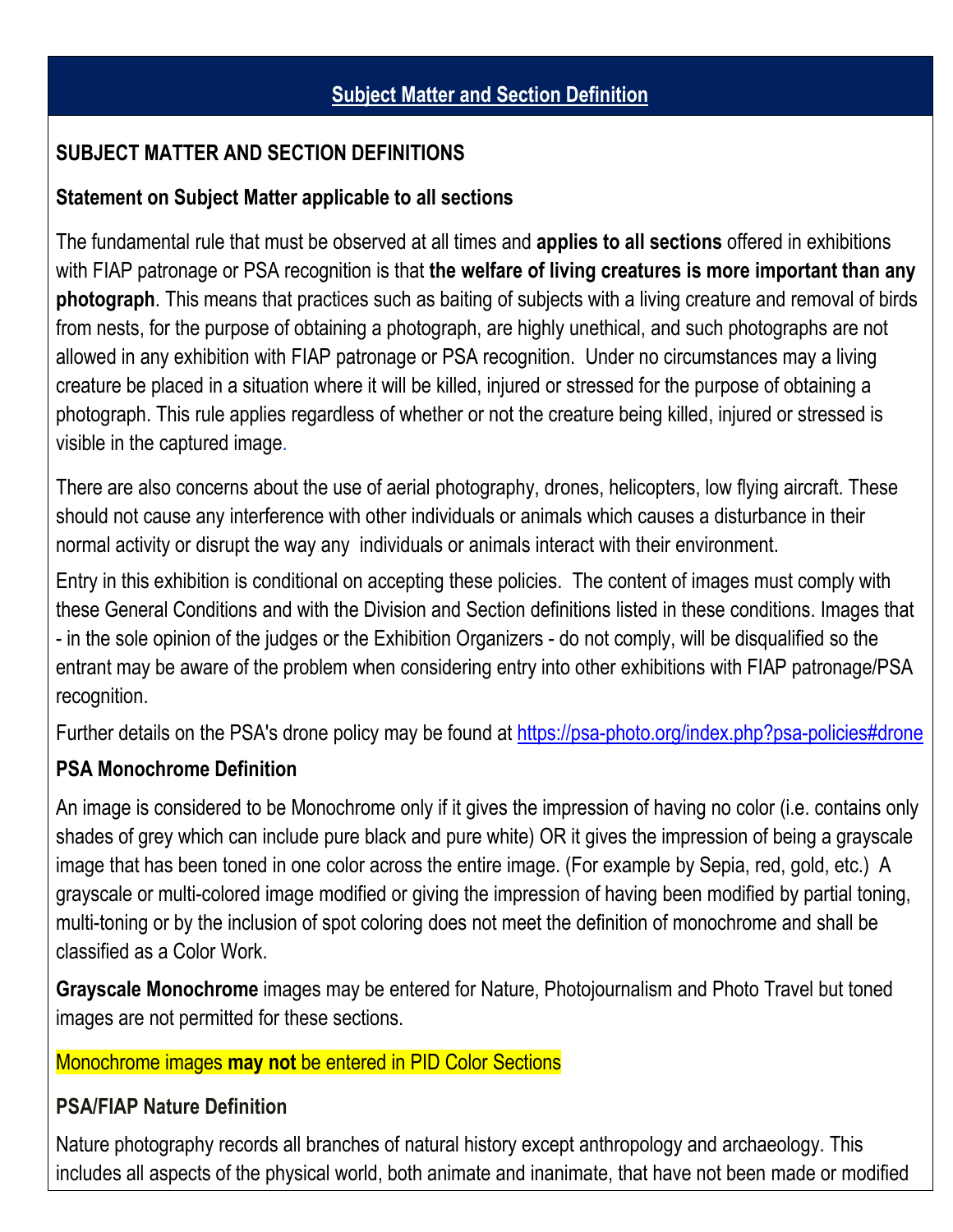## Subject Matter and Section Definition

### SUBJECT MATTER AND SECTION DEFINITIONS

**Statement on Subject Matter applicable to all sections**

The fundamental rule that must be observed at all times and **applies to all sections** offered in exhibitions with FIAP patronage or PSA recognition is that **the welfare of living creatures is more important than any photograph**. This means that practices such as baiting of subjects with a living creature and removal of birds from nests, for the purpose of obtaining a photograph, are highly unethical, and such photographs are not allowed in any exhibition with FIAP patronage or PSA recognition. Under no circumstances may a living creature be placed in a situation where it will be killed, injured or stressed for the purpose of obtaining a photograph. This rule applies regardless of whether or not the creature being killed, injured or stressed is visible in the captured image.

There are also concerns about the use of aerial photography, drones, helicopters, low flying aircraft. These should not cause any interference with other individuals or animals which causes a disturbance in their normal activity or disrupt the way any individuals or animals interact with their environment.

Entry in this exhibition is conditional on accepting these policies. The content of images must comply with these General Conditions and with the Division and Section definitions listed in these conditions. Images that - in the sole opinion of the judges or the Exhibition Organizers - do not comply, will be disqualified so the entrant may be aware of the problem when considering entry into other exhibitions with FIAP patronage/PSA recognition.

Further details on the PSA's drone policy may be found at https://psa-photo.org/index.php?psa-policies#drone

**PSA Monochrome Definition**

An image is considered to be Monochrome only if it gives the impression of having no color (i.e. contains only shades of grey which can include pure black and pure white) OR it gives the impression of being a grayscale image that has been toned in one color across the entire image. (For example by Sepia, red, gold, etc.) A grayscale or multi-colored image modified or giving the impression of having been modified by partial toning, multi-toning or by the inclusion of spot coloring does not meet the definition of monochrome and shall be classified as a Color Work.

**Grayscale Monochrome** images may be entered for Nature, Photojournalism and Photo Travel but toned images are not permitted for these sections.

Monochrome images **may not** be entered in PID Color Sections

**PSA/FIAP Nature Definition**

Nature photography records all branches of natural history except anthropology and archaeology. This includes all aspects of the physical world, both animate and inanimate, that have not been made or modified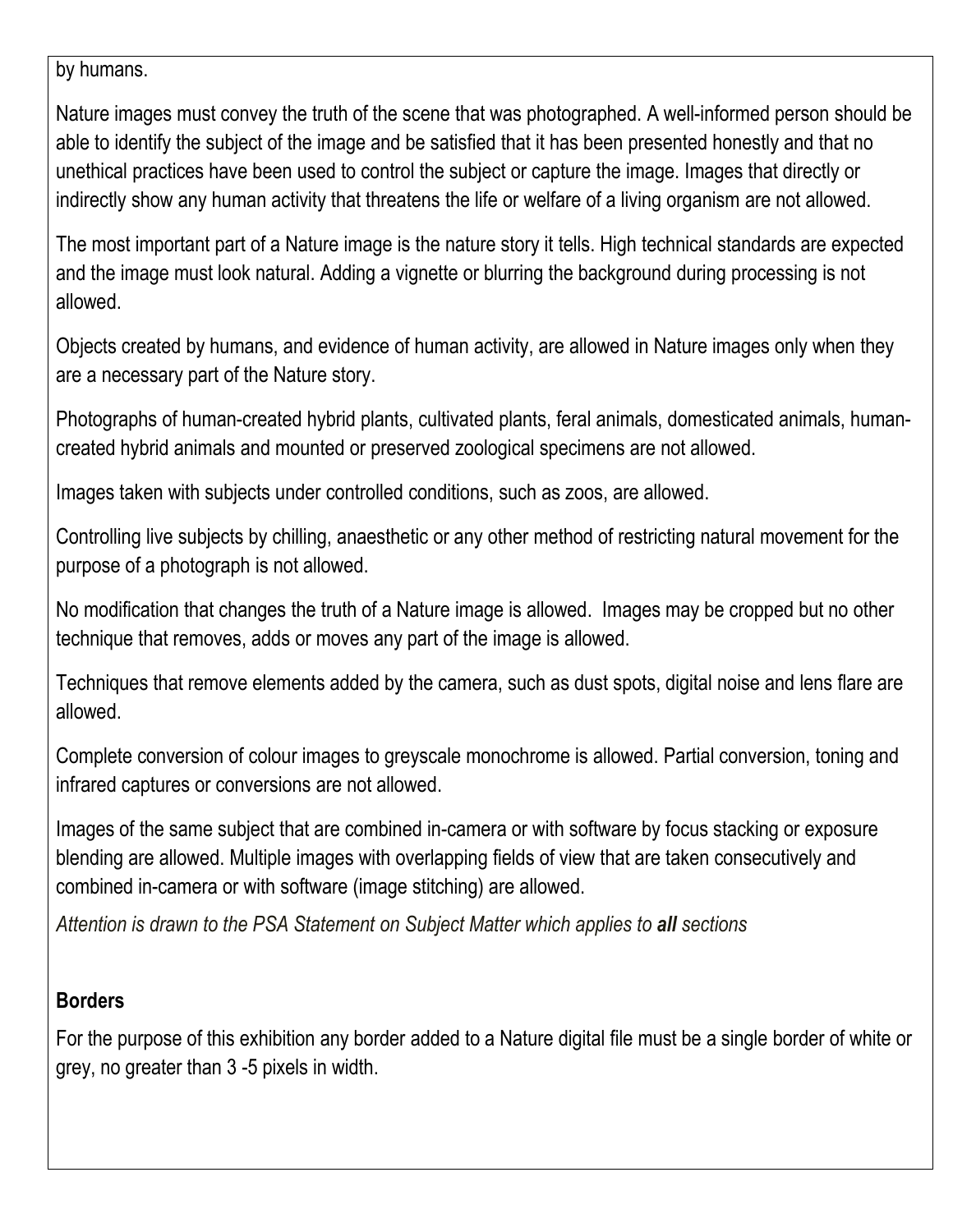by humans.

Nature images must convey the truth of the scene that was photographed. A well-informed person should be able to identify the subject of the image and be satisfied that it has been presented honestly and that no unethical practices have been used to control the subject or capture the image. Images that directly or indirectly show any human activity that threatens the life or welfare of a living organism are not allowed.

The most important part of a Nature image is the nature story it tells. High technical standards are expected and the image must look natural. Adding a vignette or blurring the background during processing is not allowed.

Objects created by humans, and evidence of human activity, are allowed in Nature images only when they are a necessary part of the Nature story.

Photographs of human-created hybrid plants, cultivated plants, feral animals, domesticated animals, human-created hybrid animals and mounted or preserved zoological specimens are not allowed.

Images taken with subjects under controlled conditions, such as zoos, are allowed.

Controlling live subjects by chilling, anaesthetic or any other method of restricting natural movement for the purpose of a photograph is not allowed.

No modification that changes the truth of a Nature image is allowed. Images may be cropped but no other technique that removes, adds or moves any part of the image is allowed.

Techniques that remove elements added by the camera, such as dust spots, digital noise and lens flare are allowed.

Complete conversion of colour images to greyscale monochrome is allowed. Partial conversion, toning and infrared captures or conversions are not allowed.

Images of the same subject that are combined in-camera or with software by focus stacking or exposure blending are allowed. Multiple images with overlapping fields of view that are taken consecutively and combined in-camera or with software (image stitching) are allowed.

*Attention is drawn to the PSA Statement on Subject Matter which applies to **all** sections*

**Borders**

For the purpose of this exhibition any border added to a Nature digital file must be a single border of white or grey, no greater than 3 -5 pixels in width.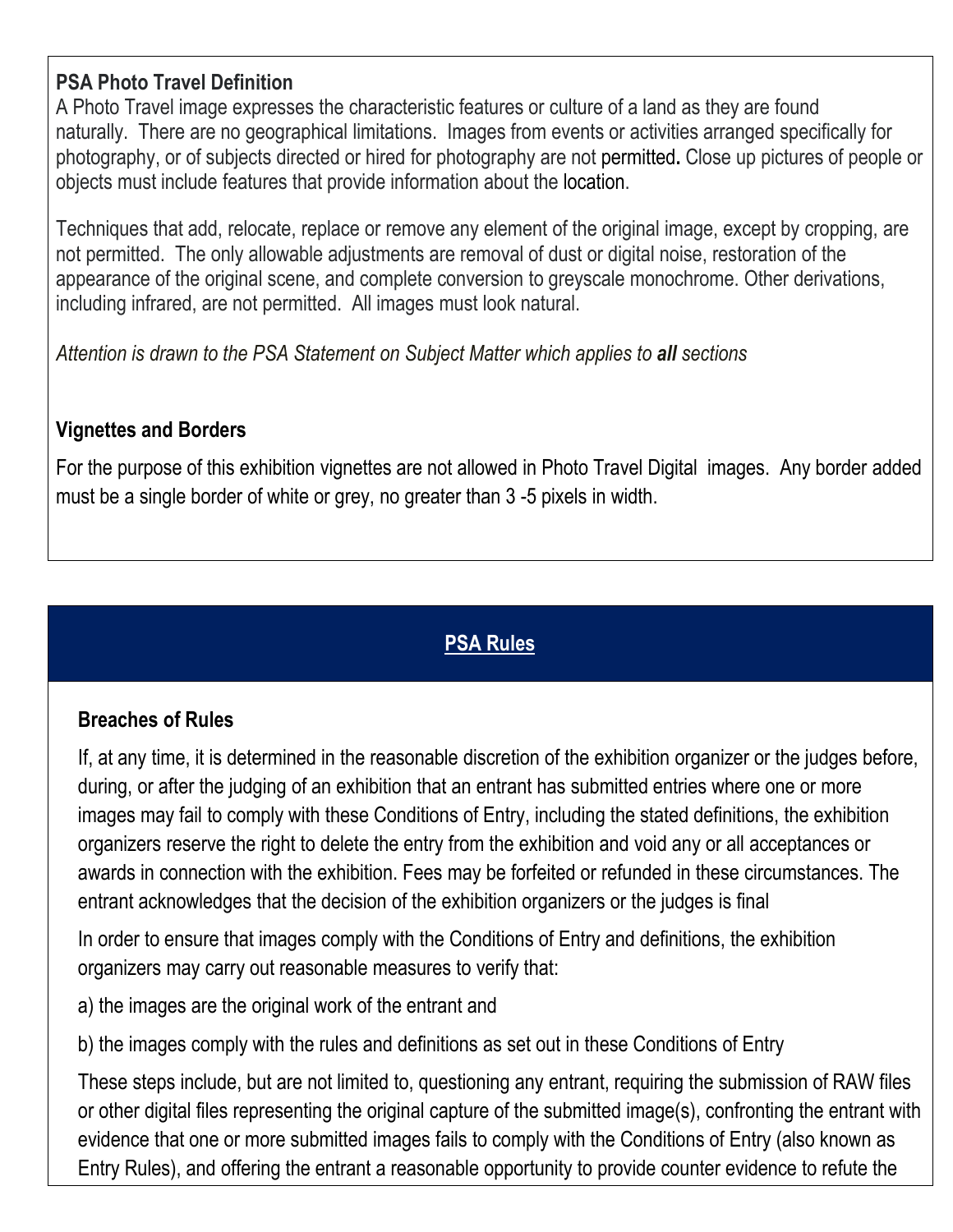**PSA Photo Travel Definition**

A Photo Travel image expresses the characteristic features or culture of a land as they are found naturally. There are no geographical limitations. Images from events or activities arranged specifically for photography, or of subjects directed or hired for photography are not permitted. Close up pictures of people or objects must include features that provide information about the location.

Techniques that add, relocate, replace or remove any element of the original image, except by cropping, are not permitted. The only allowable adjustments are removal of dust or digital noise, restoration of the appearance of the original scene, and complete conversion to greyscale monochrome. Other derivations, including infrared, are not permitted. All images must look natural.

*Attention is drawn to the PSA Statement on Subject Matter which applies to **all** sections*

**Vignettes and Borders**

For the purpose of this exhibition vignettes are not allowed in Photo Travel Digital images. Any border added must be a single border of white or grey, no greater than 3 -5 pixels in width.

## PSA Rules

**Breaches of Rules**

If, at any time, it is determined in the reasonable discretion of the exhibition organizer or the judges before, during, or after the judging of an exhibition that an entrant has submitted entries where one or more images may fail to comply with these Conditions of Entry, including the stated definitions, the exhibition organizers reserve the right to delete the entry from the exhibition and void any or all acceptances or awards in connection with the exhibition. Fees may be forfeited or refunded in these circumstances. The entrant acknowledges that the decision of the exhibition organizers or the judges is final

In order to ensure that images comply with the Conditions of Entry and definitions, the exhibition organizers may carry out reasonable measures to verify that:

a) the images are the original work of the entrant and

b) the images comply with the rules and definitions as set out in these Conditions of Entry

These steps include, but are not limited to, questioning any entrant, requiring the submission of RAW files or other digital files representing the original capture of the submitted image(s), confronting the entrant with evidence that one or more submitted images fails to comply with the Conditions of Entry (also known as Entry Rules), and offering the entrant a reasonable opportunity to provide counter evidence to refute the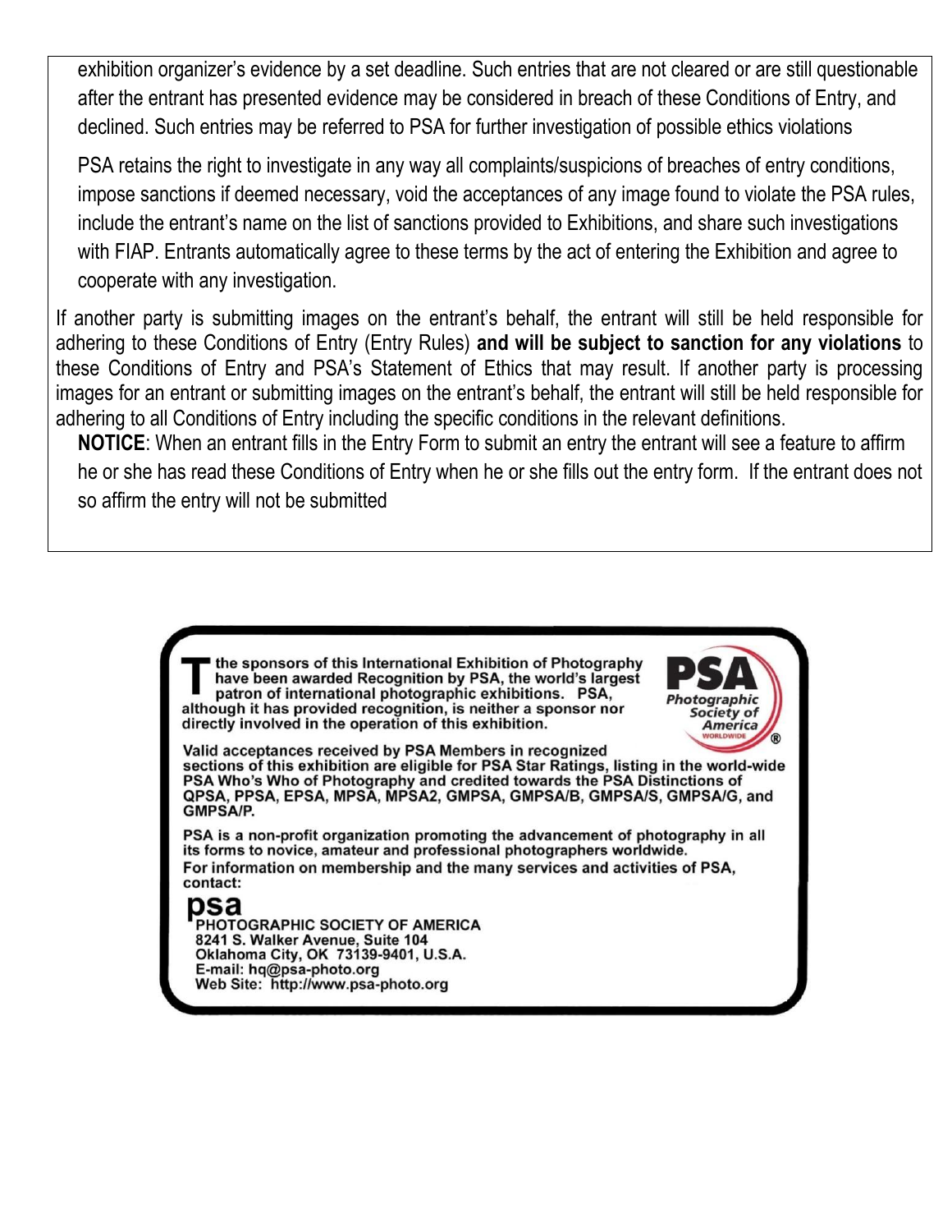exhibition organizer's evidence by a set deadline. Such entries that are not cleared or are still questionable after the entrant has presented evidence may be considered in breach of these Conditions of Entry, and declined. Such entries may be referred to PSA for further investigation of possible ethics violations

PSA retains the right to investigate in any way all complaints/suspicions of breaches of entry conditions, impose sanctions if deemed necessary, void the acceptances of any image found to violate the PSA rules, include the entrant's name on the list of sanctions provided to Exhibitions, and share such investigations with FIAP. Entrants automatically agree to these terms by the act of entering the Exhibition and agree to cooperate with any investigation.

If another party is submitting images on the entrant's behalf, the entrant will still be held responsible for adhering to these Conditions of Entry (Entry Rules) **and will be subject to sanction for any violations** to these Conditions of Entry and PSA's Statement of Ethics that may result. If another party is processing images for an entrant or submitting images on the entrant's behalf, the entrant will still be held responsible for adhering to all Conditions of Entry including the specific conditions in the relevant definitions.

**NOTICE**: When an entrant fills in the Entry Form to submit an entry the entrant will see a feature to affirm he or she has read these Conditions of Entry when he or she fills out the entry form. If the entrant does not so affirm the entry will not be submitted

**The sponsors of this International Exhibition of Photography have been awarded Recognition by PSA, the world's largest patron of international photographic exhibitions. PSA, although it has provided recognition, is neither a sponsor nor directly involved in the operation of this exhibition.**

**PSA Photographic Society of America WORLDWIDE ®**

**Valid acceptances received by PSA Members in recognized sections of this exhibition are eligible for PSA Star Ratings, listing in the world-wide PSA Who's Who of Photography and credited towards the PSA Distinctions of QPSA, PPSA, EPSA, MPSA, MPSA2, GMPSA, GMPSA/B, GMPSA/S, GMPSA/G, and GMPSA/P.**

**PSA is a non-profit organization promoting the advancement of photography in all its forms to novice, amateur and professional photographers worldwide.**
**For information on membership and the many services and activities of PSA, contact:**

**psa**
**PHOTOGRAPHIC SOCIETY OF AMERICA**
**8241 S. Walker Avenue, Suite 104**
**Oklahoma City, OK 73139-9401, U.S.A.**
**E-mail: hq@psa-photo.org**
**Web Site: http://www.psa-photo.org**